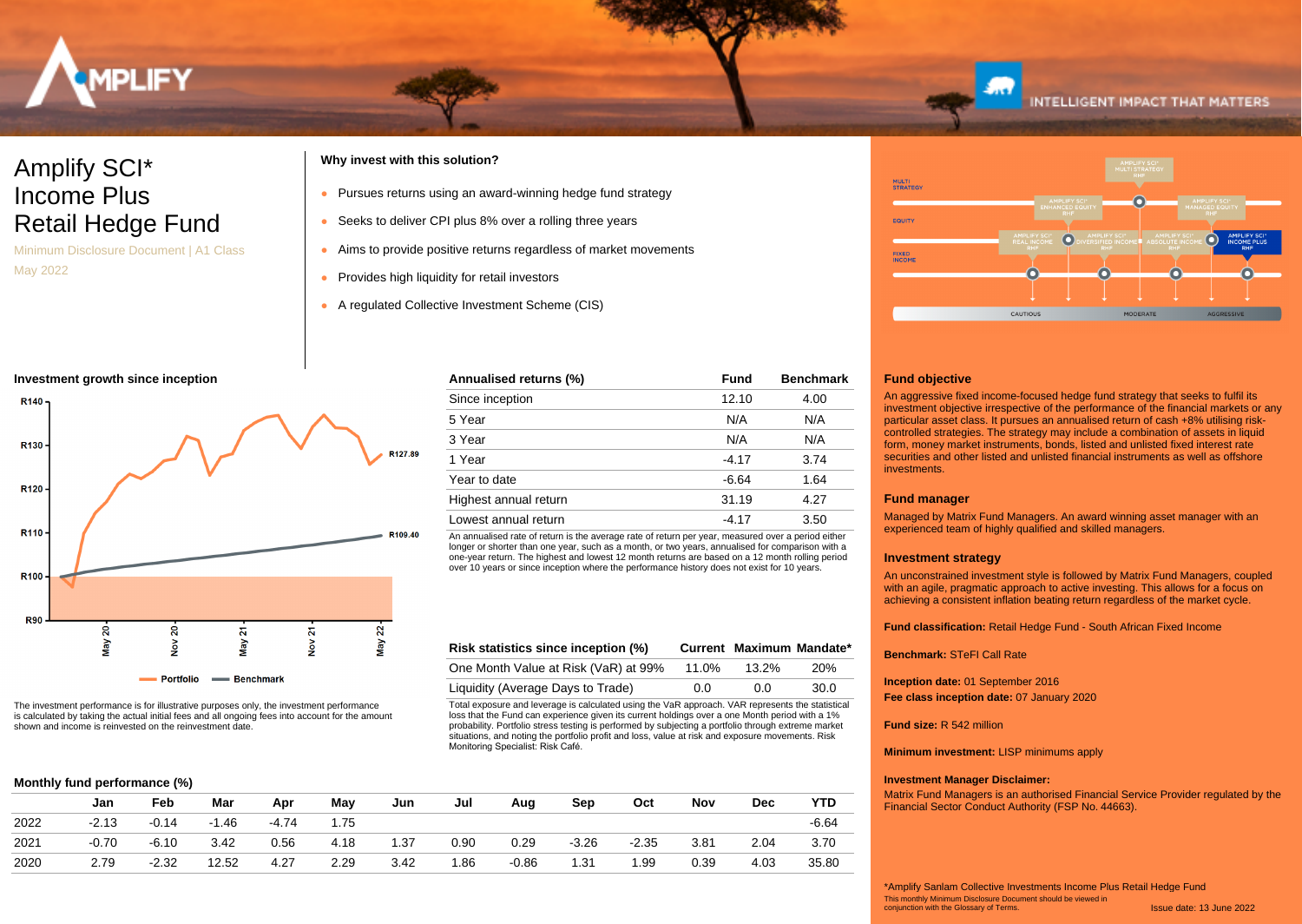# Amplify SCI* Income Plus Retail Hedge Fund

Minimum Disclosure Document | A1 Class

May 2022

INTELLIGENT IMPACT THAT MATTERS

**Why invest with this solution?**

- Pursues returns using an award-winning hedge fund strategy
- Seeks to deliver CPI plus 8% over a rolling three years
- Aims to provide positive returns regardless of market movements
- Provides high liquidity for retail investors
- A regulated Collective Investment Scheme (CIS)

### Investment growth since inception

Portfolio: R127.89 | Benchmark: R109.40

The investment performance is for illustrative purposes only, the investment performance is calculated by taking the actual initial fees and all ongoing fees into account for the amount shown and income is reinvested on the reinvestment date.

| Annualised returns (%) | Fund | Benchmark |
|---|---|---|
| Since inception | 12.10 | 4.00 |
| 5 Year | N/A | N/A |
| 3 Year | N/A | N/A |
| 1 Year | -4.17 | 3.74 |
| Year to date | -6.64 | 1.64 |
| Highest annual return | 31.19 | 4.27 |
| Lowest annual return | -4.17 | 3.50 |

An annualised rate of return is the average rate of return per year, measured over a period either longer or shorter than one year, such as a month, or two years, annualised for comparison with a one-year return. The highest and lowest 12 month returns are based on a 12 month rolling period over 10 years or since inception where the performance history does not exist for 10 years.

| Risk statistics since inception (%) | Current | Maximum | Mandate* |
|---|---|---|---|
| One Month Value at Risk (VaR) at 99% | 11.0% | 13.2% | 20% |
| Liquidity (Average Days to Trade) | 0.0 | 0.0 | 30.0 |

Total exposure and leverage is calculated using the VaR approach. VAR represents the statistical loss that the Fund can experience given its current holdings over a one Month period with a 1% probability. Portfolio stress testing is performed by subjecting a portfolio through extreme market situations, and noting the portfolio profit and loss, value at risk and exposure movements. Risk Monitoring Specialist: Risk Café.

### Monthly fund performance (%)

| | Jan | Feb | Mar | Apr | May | Jun | Jul | Aug | Sep | Oct | Nov | Dec | YTD |
|---|---|---|---|---|---|---|---|---|---|---|---|---|---|
| 2022 | -2.13 | -0.14 | -1.46 | -4.74 | 1.75 | | | | | | | | -6.64 |
| 2021 | -0.70 | -6.10 | 3.42 | 0.56 | 4.18 | 1.37 | 0.90 | 0.29 | -3.26 | -2.35 | 3.81 | 2.04 | 3.70 |
| 2020 | 2.79 | -2.32 | 12.52 | 4.27 | 2.29 | 3.42 | 1.86 | -0.86 | 1.31 | 1.99 | 0.39 | 4.03 | 35.80 |

### Fund objective

An aggressive fixed income-focused hedge fund strategy that seeks to fulfil its investment objective irrespective of the performance of the financial markets or any particular asset class. It pursues an annualised return of cash +8% utilising risk-controlled strategies. The strategy may include a combination of assets in liquid form, money market instruments, bonds, listed and unlisted fixed interest rate securities and other listed and unlisted financial instruments as well as offshore investments.

### Fund manager

Managed by Matrix Fund Managers. An award winning asset manager with an experienced team of highly qualified and skilled managers.

### Investment strategy

An unconstrained investment style is followed by Matrix Fund Managers, coupled with an agile, pragmatic approach to active investing. This allows for a focus on achieving a consistent inflation beating return regardless of the market cycle.

**Fund classification:** Retail Hedge Fund - South African Fixed Income

**Benchmark:** STeFI Call Rate

**Inception date:** 01 September 2016
**Fee class inception date:** 07 January 2020

**Fund size:** R 542 million

**Minimum investment:** LISP minimums apply

**Investment Manager Disclaimer:**
Matrix Fund Managers is an authorised Financial Service Provider regulated by the Financial Sector Conduct Authority (FSP No. 44663).

*Amplify Sanlam Collective Investments Income Plus Retail Hedge Fund

This monthly Minimum Disclosure Document should be viewed in conjunction with the Glossary of Terms.

Issue date: 13 June 2022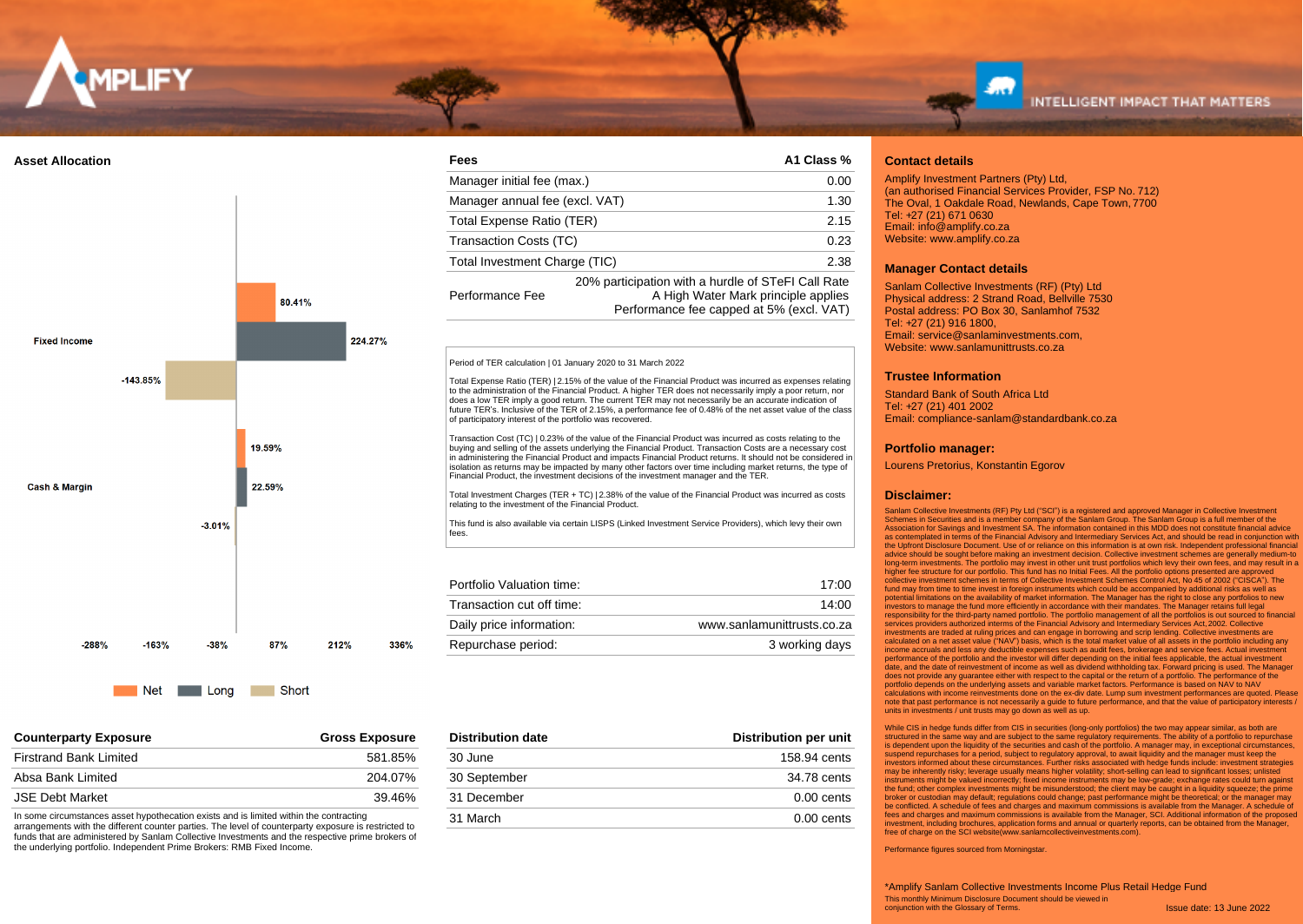## Asset Allocation

Fixed Income

80.41%

224.27%

-143.85%

Cash & Margin

19.59%

22.59%

-3.01%

-288% -163% -38% 87% 212% 336%

Net Long Short

## Fees

| Fees | A1 Class % |
|---|---|
| Manager initial fee (max.) | 0.00 |
| Manager annual fee (excl. VAT) | 1.30 |
| Total Expense Ratio (TER) | 2.15 |
| Transaction Costs (TC) | 0.23 |
| Total Investment Charge (TIC) | 2.38 |
| Performance Fee | 20% participation with a hurdle of STeFI Call Rate A High Water Mark principle applies Performance fee capped at 5% (excl. VAT) |

Period of TER calculation | 01 January 2020 to 31 March 2022

Total Expense Ratio (TER) | 2.15% of the value of the Financial Product was incurred as expenses relating to the administration of the Financial Product. A higher TER does not necessarily imply a poor return, nor does a low TER imply a good return. The current TER may not necessarily be an accurate indication of future TER's. Inclusive of the TER of 2.15%, a performance fee of 0.48% of the net asset value of the class of participatory interest of the portfolio was recovered.

Transaction Cost (TC) | 0.23% of the value of the Financial Product was incurred as costs relating to the buying and selling of the assets underlying the Financial Product. Transaction Costs are a necessary cost in administering the Financial Product and impacts Financial Product returns. It should not be considered in isolation as returns may be impacted by many other factors over time including market returns, the type of Financial Product, the investment decisions of the investment manager and the TER.

Total Investment Charges (TER + TC) | 2.38% of the value of the Financial Product was incurred as costs relating to the investment of the Financial Product.

This fund is also available via certain LISPS (Linked Investment Service Providers), which levy their own fees.

| | |
|---|---|
| Portfolio Valuation time: | 17:00 |
| Transaction cut off time: | 14:00 |
| Daily price information: | www.sanlamunittrusts.co.za |
| Repurchase period: | 3 working days |

| Counterparty Exposure | Gross Exposure |
|---|---|
| Firstrand Bank Limited | 581.85% |
| Absa Bank Limited | 204.07% |
| JSE Debt Market | 39.46% |

In some circumstances asset hypothecation exists and is limited within the contracting arrangements with the different counter parties. The level of counterparty exposure is restricted to funds that are administered by Sanlam Collective Investments and the respective prime brokers of the underlying portfolio. Independent Prime Brokers: RMB Fixed Income.

| Distribution date | Distribution per unit |
|---|---|
| 30 June | 158.94 cents |
| 30 September | 34.78 cents |
| 31 December | 0.00 cents |
| 31 March | 0.00 cents |

## Contact details

Amplify Investment Partners (Pty) Ltd,
(an authorised Financial Services Provider, FSP No. 712)
The Oval, 1 Oakdale Road, Newlands, Cape Town, 7700
Tel: +27 (21) 671 0630
Email: info@amplify.co.za
Website: www.amplify.co.za

## Manager Contact details

Sanlam Collective Investments (RF) (Pty) Ltd
Physical address: 2 Strand Road, Bellville 7530
Postal address: PO Box 30, Sanlamhof 7532
Tel: +27 (21) 916 1800,
Email: service@sanlaminvestments.com,
Website: www.sanlamunittrusts.co.za

## Trustee Information

Standard Bank of South Africa Ltd
Tel: +27 (21) 401 2002
Email: compliance-sanlam@standardbank.co.za

## Portfolio manager:

Lourens Pretorius, Konstantin Egorov

## Disclaimer:

Sanlam Collective Investments (RF) Pty Ltd ("SCI") is a registered and approved Manager in Collective Investment Schemes in Securities and is a member company of the Sanlam Group. The Sanlam Group is a full member of the Association for Savings and Investment SA. The information contained in this MDD does not constitute financial advice as contemplated in terms of the Financial Advisory and Intermediary Services Act, and should be read in conjunction with the Upfront Disclosure Document. Use of or reliance on this information is at own risk. Independent professional financial advice should be sought before making an investment decision. Collective investment schemes are generally medium-to long-term investments. The portfolio may invest in other unit trust portfolios which levy their own fees, and may result in a higher fee structure for our portfolio. This fund has no Initial Fees. All the portfolio options presented are approved collective investment schemes in terms of Collective Investment Schemes Control Act, No 45 of 2002 ("CISCA"). The fund may from time to time invest in foreign instruments which could be accompanied by additional risks as well as potential limitations on the availability of market information. The Manager has the right to close any portfolios to new investors to manage the fund more efficiently in accordance with their mandates. The Manager retains full legal responsibility for the third-party named portfolio. The portfolio management of all the portfolios is out sourced to financial services providers authorized interms of the Financial Advisory and Intermediary Services Act, 2002. Collective investments are traded at ruling prices and can engage in borrowing and scrip lending. Collective investments are calculated on a net asset value ("NAV") basis, which is the total market value of all assets in the portfolio including any income accruals and less any deductible expenses such as audit fees, brokerage and service fees. Actual investment performance of the portfolio and the investor will differ depending on the initial fees applicable, the actual investment date, and the date of reinvestment of income as well as dividend withholding tax. Forward pricing is used. The Manager does not provide any guarantee either with respect to the capital or the return of a portfolio. The performance of the portfolio depends on the underlying assets and variable market factors. Performance is based on NAV to NAV calculations with income reinvestments done on the ex-div date. Lump sum investment performances are quoted. Please note that past performance is not necessarily a guide to future performance, and that the value of participatory interests / units in investments / unit trusts may go down as well as up.

While CIS in hedge funds differ from CIS in securities (long-only portfolios) the two may appear similar, as both are structured in the same way and are subject to the same regulatory requirements. The ability of a portfolio to repurchase is dependent upon the liquidity of the securities and cash of the portfolio. A manager may, in exceptional circumstances, suspend repurchases for a period, subject to regulatory approval, to await liquidity and the manager must keep the investors informed about these circumstances. Further risks associated with hedge funds include: investment strategies may be inherently risky; leverage usually means higher volatility; short-selling can lead to significant losses; unlisted instruments might be valued incorrectly; fixed income instruments may be low-grade; exchange rates could turn against the fund; other complex investments might be misunderstood; the client may be caught in a liquidity squeeze; the prime broker or custodian may default; regulations could change; past performance might be theoretical; or the manager may be conflicted. A schedule of fees and charges and maximum commissions is available from the Manager. A schedule of fees and charges and maximum commissions is available from the Manager, SCI. Additional information of the proposed investment, including brochures, application forms and annual or quarterly reports, can be obtained from the Manager, free of charge on the SCI website(www.sanlamcollectiveinvestments.com).

Performance figures sourced from Morningstar.

*Amplify Sanlam Collective Investments Income Plus Retail Hedge Fund

This monthly Minimum Disclosure Document should be viewed in conjunction with the Glossary of Terms.

Issue date: 13 June 2022